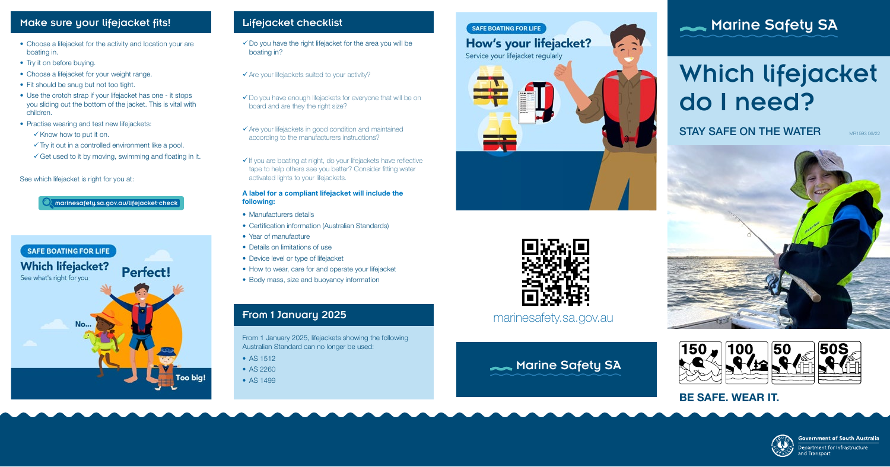## Make sure your lifejacket fits!

- Choose a lifejacket for the activity and location your are boating in.
- Try it on before buying.
- Choose a lifejacket for your weight range.
- Fit should be snug but not too tight.
- Use the crotch strap if your lifejacket has one - it stops you sliding out the bottom of the jacket. This is vital with children.
- Practise wearing and test new lifejackets:
  - ✓ Know how to put it on.
  - ✓ Try it out in a controlled environment like a pool.
  - ✓ Get used to it by moving, swimming and floating in it.

See which lifejacket is right for you at:

marinesafety.sa.gov.au/lifejacket-check

SAFE BOATING FOR LIFE

**Which lifejacket?**

See what's right for you

No...

Perfect!

Too big!

## Lifejacket checklist

- ✓ Do you have the right lifejacket for the area you will be boating in?
- ✓ Are your lifejackets suited to your activity?
- ✓ Do you have enough lifejackets for everyone that will be on board and are they the right size?
- ✓ Are your lifejackets in good condition and maintained according to the manufacturers instructions?
- ✓ If you are boating at night, do your lifejackets have reflective tape to help others see you better? Consider fitting water activated lights to your lifejackets.

**A label for a compliant lifejacket will include the following:**

- Manufacturers details
- Certification information (Australian Standards)
- Year of manufacture
- Details on limitations of use
- Device level or type of lifejacket
- How to wear, care for and operate your lifejacket
- Body mass, size and buoyancy information

## From 1 January 2025

From 1 January 2025, lifejackets showing the following Australian Standard can no longer be used:

- AS 1512
- AS 2260
- AS 1499

SAFE BOATING FOR LIFE

**How's your lifejacket?**

Service your lifejacket regularly

marinesafety.sa.gov.au

Marine Safety SA

Marine Safety SA

# Which lifejacket do I need?

**STAY SAFE ON THE WATER**

MR1593 06/22

150 100 50 50S

**BE SAFE. WEAR IT.**

Government of South Australia
Department for Infrastructure and Transport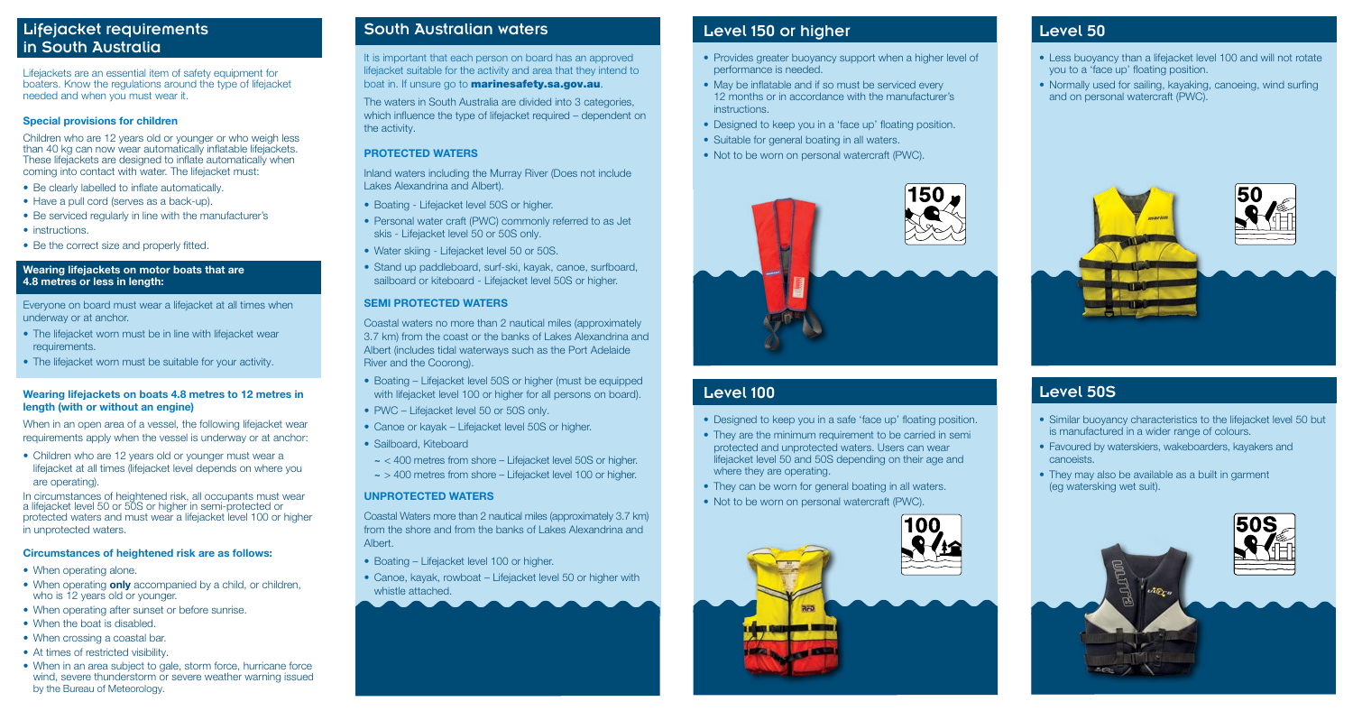## Lifejacket requirements in South Australia

Lifejackets are an essential item of safety equipment for boaters. Know the regulations around the type of lifejacket needed and when you must wear it.

**Special provisions for children**

Children who are 12 years old or younger or who weigh less than 40 kg can now wear automatically inflatable lifejackets. These lifejackets are designed to inflate automatically when coming into contact with water. The lifejacket must:

- Be clearly labelled to inflate automatically.
- Have a pull cord (serves as a back-up).
- Be serviced regularly in line with the manufacturer's
- instructions.
- Be the correct size and properly fitted.

**Wearing lifejackets on motor boats that are 4.8 metres or less in length:**

Everyone on board must wear a lifejacket at all times when underway or at anchor.

- The lifejacket worn must be in line with lifejacket wear requirements.
- The lifejacket worn must be suitable for your activity.

**Wearing lifejackets on boats 4.8 metres to 12 metres in length (with or without an engine)**

When in an open area of a vessel, the following lifejacket wear requirements apply when the vessel is underway or at anchor:

- Children who are 12 years old or younger must wear a lifejacket at all times (lifejacket level depends on where you are operating).

In circumstances of heightened risk, all occupants must wear a lifejacket level 50 or 50S or higher in semi-protected or protected waters and must wear a lifejacket level 100 or higher in unprotected waters.

**Circumstances of heightened risk are as follows:**

- When operating alone.
- When operating **only** accompanied by a child, or children, who is 12 years old or younger.
- When operating after sunset or before sunrise.
- When the boat is disabled.
- When crossing a coastal bar.
- At times of restricted visibility.
- When in an area subject to gale, storm force, hurricane force wind, severe thunderstorm or severe weather warning issued by the Bureau of Meteorology.

## South Australian waters

It is important that each person on board has an approved lifejacket suitable for the activity and area that they intend to boat in. If unsure go to **marinesafety.sa.gov.au**.

The waters in South Australia are divided into 3 categories, which influence the type of lifejacket required – dependent on the activity.

**PROTECTED WATERS**

Inland waters including the Murray River (Does not include Lakes Alexandrina and Albert).

- Boating - Lifejacket level 50S or higher.
- Personal water craft (PWC) commonly referred to as Jet skis - Lifejacket level 50 or 50S only.
- Water skiing - Lifejacket level 50 or 50S.
- Stand up paddleboard, surf-ski, kayak, canoe, surfboard, sailboard or kiteboard - Lifejacket level 50S or higher.

**SEMI PROTECTED WATERS**

Coastal waters no more than 2 nautical miles (approximately 3.7 km) from the coast or the banks of Lakes Alexandrina and Albert (includes tidal waterways such as the Port Adelaide River and the Coorong).

- Boating – Lifejacket level 50S or higher (must be equipped with lifejacket level 100 or higher for all persons on board).
- PWC – Lifejacket level 50 or 50S only.
- Canoe or kayak – Lifejacket level 50S or higher.
- Sailboard, Kiteboard
  - < 400 metres from shore – Lifejacket level 50S or higher.
  - > 400 metres from shore – Lifejacket level 100 or higher.

**UNPROTECTED WATERS**

Coastal Waters more than 2 nautical miles (approximately 3.7 km) from the shore and from the banks of Lakes Alexandrina and Albert.

- Boating – Lifejacket level 100 or higher.
- Canoe, kayak, rowboat – Lifejacket level 50 or higher with whistle attached.

## Level 150 or higher

- Provides greater buoyancy support when a higher level of performance is needed.
- May be inflatable and if so must be serviced every 12 months or in accordance with the manufacturer's instructions.
- Designed to keep you in a 'face up' floating position.
- Suitable for general boating in all waters.
- Not to be worn on personal watercraft (PWC).

150

## Level 100

- Designed to keep you in a safe 'face up' floating position.
- They are the minimum requirement to be carried in semi protected and unprotected waters. Users can wear lifejacket level 50 and 50S depending on their age and where they are operating.
- They can be worn for general boating in all waters.
- Not to be worn on personal watercraft (PWC).

100

## Level 50

- Less buoyancy than a lifejacket level 100 and will not rotate you to a 'face up' floating position.
- Normally used for sailing, kayaking, canoeing, wind surfing and on personal watercraft (PWC).

50

## Level 50S

- Similar buoyancy characteristics to the lifejacket level 50 but is manufactured in a wider range of colours.
- Favoured by waterskiers, wakeboarders, kayakers and canoeists.
- They may also be available as a built in garment (eg watersking wet suit).

50S